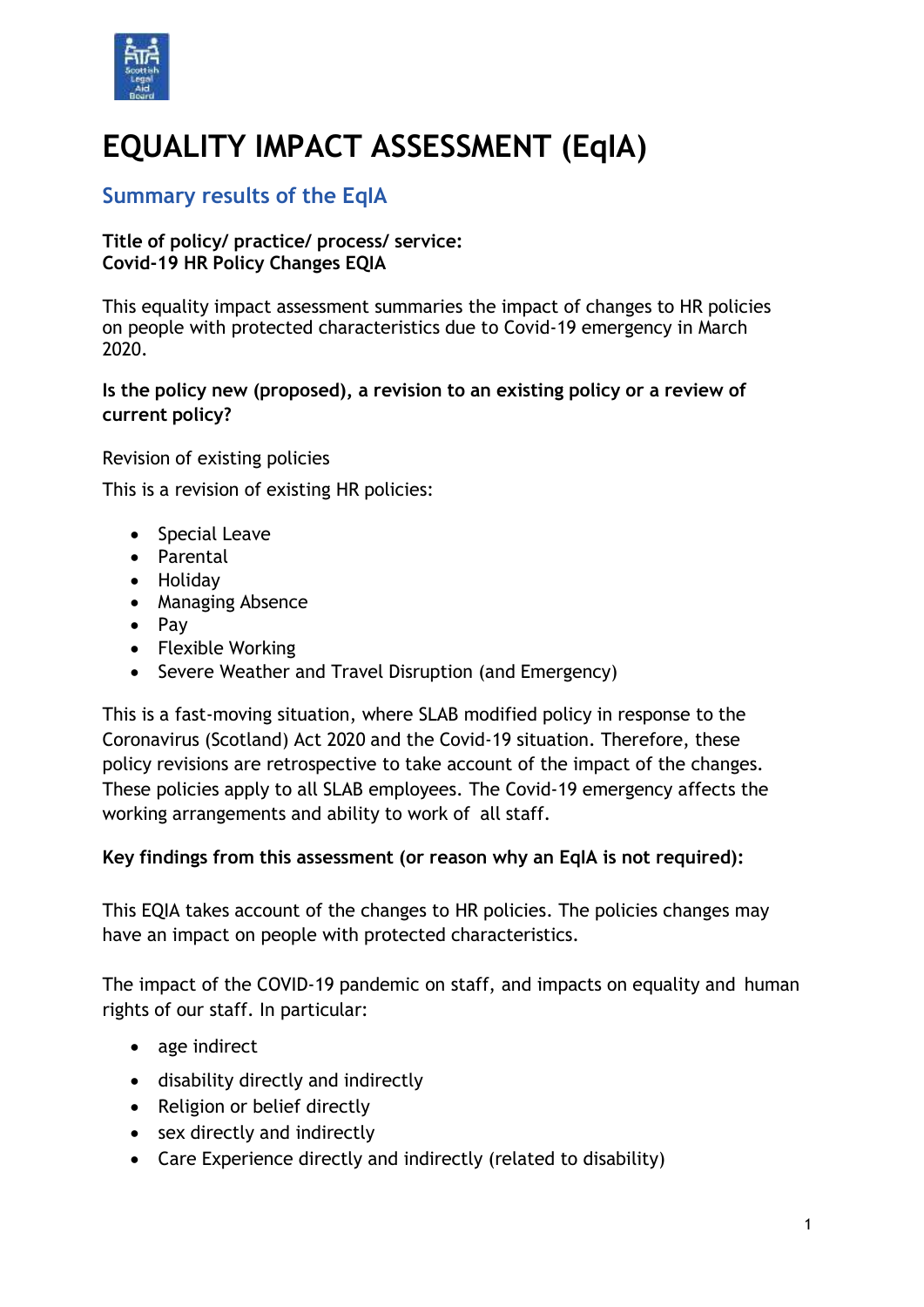# EQUALITY IMPACT ASSESSMENT (EqIA)

## Summary results of the EqIA

**Title of policy/ practice/ process/ service:**
**Covid-19 HR Policy Changes EQIA**

This equality impact assessment summaries the impact of changes to HR policies on people with protected characteristics due to Covid-19 emergency in March 2020.

**Is the policy new (proposed), a revision to an existing policy or a review of current policy?**

Revision of existing policies

This is a revision of existing HR policies:

- Special Leave
- Parental
- Holiday
- Managing Absence
- Pay
- Flexible Working
- Severe Weather and Travel Disruption (and Emergency)

This is a fast-moving situation, where SLAB modified policy in response to the Coronavirus (Scotland) Act 2020 and the Covid-19 situation. Therefore, these policy revisions are retrospective to take account of the impact of the changes. These policies apply to all SLAB employees. The Covid-19 emergency affects the working arrangements and ability to work of all staff.

**Key findings from this assessment (or reason why an EqIA is not required):**

This EQIA takes account of the changes to HR policies. The policies changes may have an impact on people with protected characteristics.

The impact of the COVID-19 pandemic on staff, and impacts on equality and human rights of our staff. In particular:

- age indirect
- disability directly and indirectly
- Religion or belief directly
- sex directly and indirectly
- Care Experience directly and indirectly (related to disability)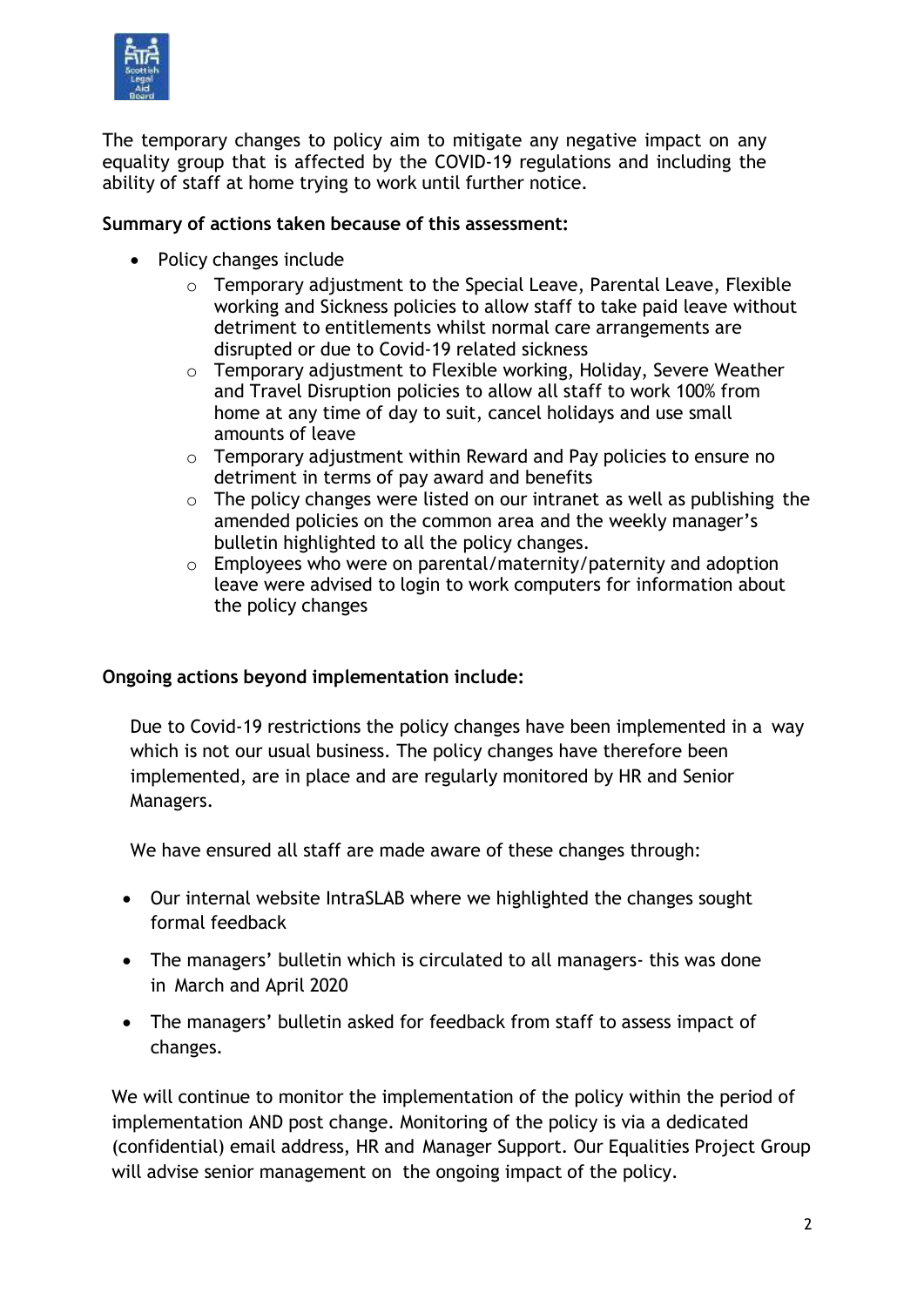The temporary changes to policy aim to mitigate any negative impact on any equality group that is affected by the COVID-19 regulations and including the ability of staff at home trying to work until further notice.

**Summary of actions taken because of this assessment:**

- Policy changes include
  - Temporary adjustment to the Special Leave, Parental Leave, Flexible working and Sickness policies to allow staff to take paid leave without detriment to entitlements whilst normal care arrangements are disrupted or due to Covid-19 related sickness
  - Temporary adjustment to Flexible working, Holiday, Severe Weather and Travel Disruption policies to allow all staff to work 100% from home at any time of day to suit, cancel holidays and use small amounts of leave
  - Temporary adjustment within Reward and Pay policies to ensure no detriment in terms of pay award and benefits
  - The policy changes were listed on our intranet as well as publishing the amended policies on the common area and the weekly manager's bulletin highlighted to all the policy changes.
  - Employees who were on parental/maternity/paternity and adoption leave were advised to login to work computers for information about the policy changes

**Ongoing actions beyond implementation include:**

Due to Covid-19 restrictions the policy changes have been implemented in a way which is not our usual business. The policy changes have therefore been implemented, are in place and are regularly monitored by HR and Senior Managers.

We have ensured all staff are made aware of these changes through:

- Our internal website IntraSLAB where we highlighted the changes sought formal feedback
- The managers' bulletin which is circulated to all managers- this was done in March and April 2020
- The managers' bulletin asked for feedback from staff to assess impact of changes.

We will continue to monitor the implementation of the policy within the period of implementation AND post change. Monitoring of the policy is via a dedicated (confidential) email address, HR and Manager Support. Our Equalities Project Group will advise senior management on the ongoing impact of the policy.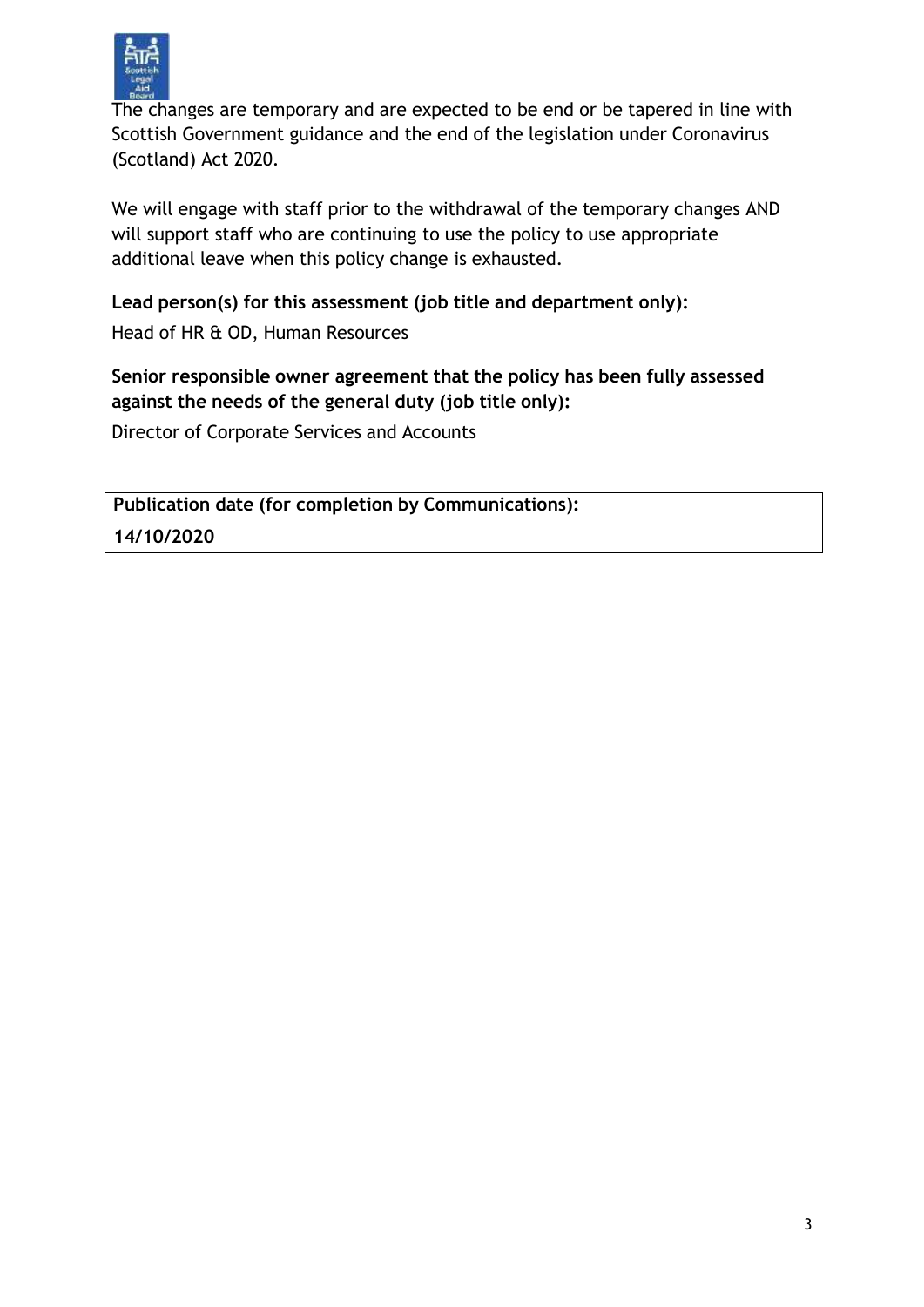The changes are temporary and are expected to be end or be tapered in line with Scottish Government guidance and the end of the legislation under Coronavirus (Scotland) Act 2020.

We will engage with staff prior to the withdrawal of the temporary changes AND will support staff who are continuing to use the policy to use appropriate additional leave when this policy change is exhausted.

**Lead person(s) for this assessment (job title and department only):**

Head of HR & OD, Human Resources

**Senior responsible owner agreement that the policy has been fully assessed against the needs of the general duty (job title only):**

Director of Corporate Services and Accounts

| **Publication date (for completion by Communications):** |
| --- |
| **14/10/2020** |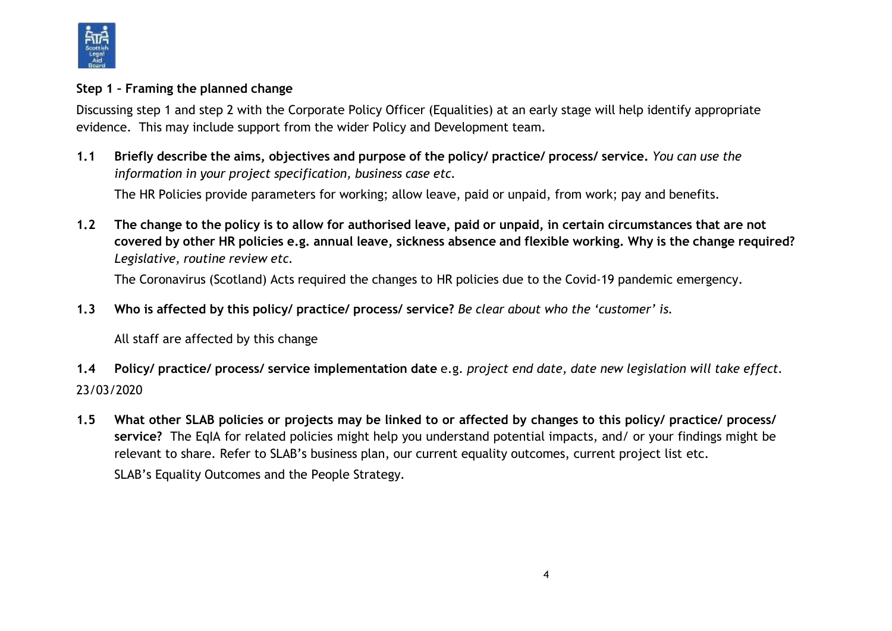## Step 1 – Framing the planned change

Discussing step 1 and step 2 with the Corporate Policy Officer (Equalities) at an early stage will help identify appropriate evidence. This may include support from the wider Policy and Development team.

**1.1 Briefly describe the aims, objectives and purpose of the policy/ practice/ process/ service.** *You can use the information in your project specification, business case etc.*

The HR Policies provide parameters for working; allow leave, paid or unpaid, from work; pay and benefits.

**1.2 The change to the policy is to allow for authorised leave, paid or unpaid, in certain circumstances that are not covered by other HR policies e.g. annual leave, sickness absence and flexible working. Why is the change required?** *Legislative, routine review etc.*

The Coronavirus (Scotland) Acts required the changes to HR policies due to the Covid-19 pandemic emergency.

**1.3 Who is affected by this policy/ practice/ process/ service?** *Be clear about who the 'customer' is.*

All staff are affected by this change

**1.4 Policy/ practice/ process/ service implementation date** e.g. *project end date, date new legislation will take effect.*

23/03/2020

**1.5 What other SLAB policies or projects may be linked to or affected by changes to this policy/ practice/ process/ service?** The EqIA for related policies might help you understand potential impacts, and/ or your findings might be relevant to share. Refer to SLAB's business plan, our current equality outcomes, current project list etc.

SLAB's Equality Outcomes and the People Strategy.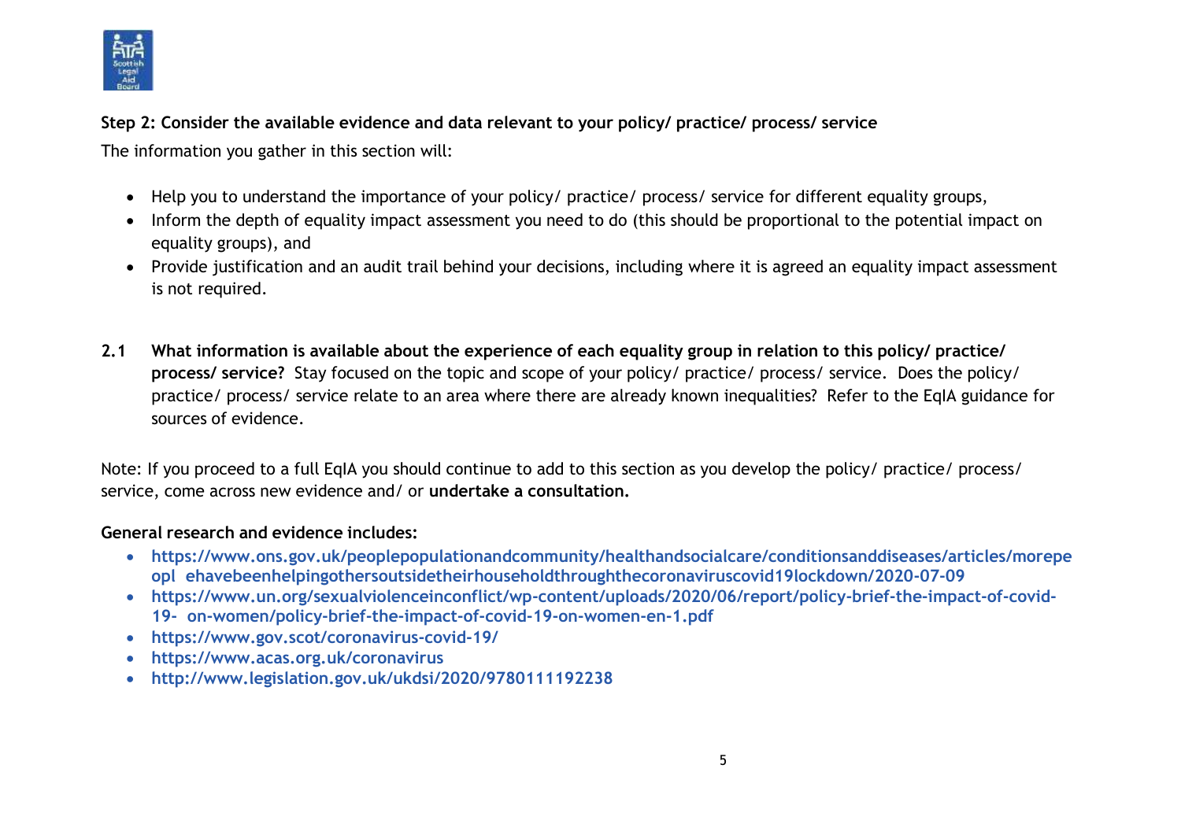**Step 2: Consider the available evidence and data relevant to your policy/ practice/ process/ service**

The information you gather in this section will:

- Help you to understand the importance of your policy/ practice/ process/ service for different equality groups,
- Inform the depth of equality impact assessment you need to do (this should be proportional to the potential impact on equality groups), and
- Provide justification and an audit trail behind your decisions, including where it is agreed an equality impact assessment is not required.

**2.1 What information is available about the experience of each equality group in relation to this policy/ practice/ process/ service?** Stay focused on the topic and scope of your policy/ practice/ process/ service. Does the policy/ practice/ process/ service relate to an area where there are already known inequalities? Refer to the EqIA guidance for sources of evidence.

Note: If you proceed to a full EqIA you should continue to add to this section as you develop the policy/ practice/ process/ service, come across new evidence and/ or **undertake a consultation.**

**General research and evidence includes:**

- **https://www.ons.gov.uk/peoplepopulationandcommunity/healthandsocialcare/conditionsanddiseases/articles/morepeopl ehavebeenhelpingothersoutsidetheirhouseholdthroughthecoronaviruscovid19lockdown/2020-07-09**
- **https://www.un.org/sexualviolenceinconflict/wp-content/uploads/2020/06/report/policy-brief-the-impact-of-covid-19- on-women/policy-brief-the-impact-of-covid-19-on-women-en-1.pdf**
- **https://www.gov.scot/coronavirus-covid-19/**
- **https://www.acas.org.uk/coronavirus**
- **http://www.legislation.gov.uk/ukdsi/2020/9780111192238**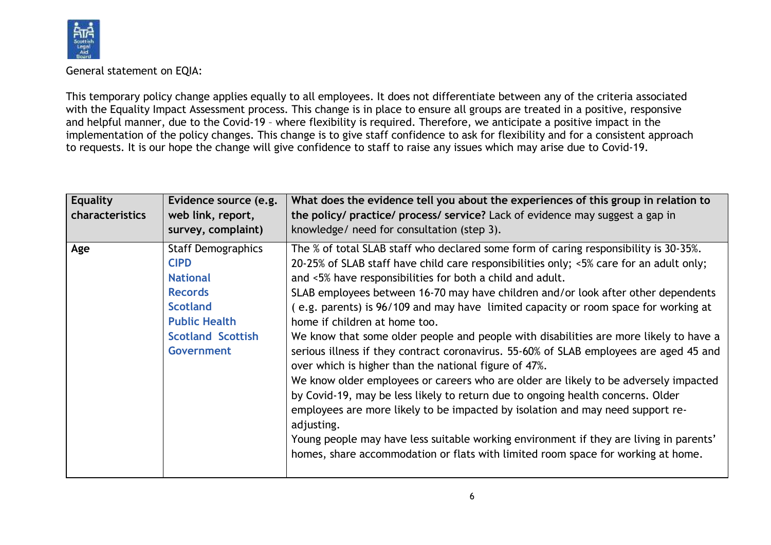General statement on EQIA:

This temporary policy change applies equally to all employees. It does not differentiate between any of the criteria associated with the Equality Impact Assessment process. This change is in place to ensure all groups are treated in a positive, responsive and helpful manner, due to the Covid-19 – where flexibility is required. Therefore, we anticipate a positive impact in the implementation of the policy changes. This change is to give staff confidence to ask for flexibility and for a consistent approach to requests. It is our hope the change will give confidence to staff to raise any issues which may arise due to Covid-19.

| **Equality characteristics** | **Evidence source (e.g. web link, report, survey, complaint)** | **What does the evidence tell you about the experiences of this group in relation to the policy/ practice/ process/ service?** Lack of evidence may suggest a gap in knowledge/ need for consultation (step 3). |
|---|---|---|
| **Age** | Staff Demographics<br>**CIPD**<br>**National Records Scotland**<br>**Public Health Scotland**<br>**Scottish Government** | The % of total SLAB staff who declared some form of caring responsibility is 30-35%. 20-25% of SLAB staff have child care responsibilities only; <5% care for an adult only; and <5% have responsibilities for both a child and adult.<br>SLAB employees between 16-70 may have children and/or look after other dependents ( e.g. parents) is 96/109 and may have limited capacity or room space for working at home if children at home too.<br>We know that some older people and people with disabilities are more likely to have a serious illness if they contract coronavirus. 55-60% of SLAB employees are aged 45 and over which is higher than the national figure of 47%.<br>We know older employees or careers who are older are likely to be adversely impacted by Covid-19, may be less likely to return due to ongoing health concerns. Older employees are more likely to be impacted by isolation and may need support re-adjusting.<br>Young people may have less suitable working environment if they are living in parents' homes, share accommodation or flats with limited room space for working at home. |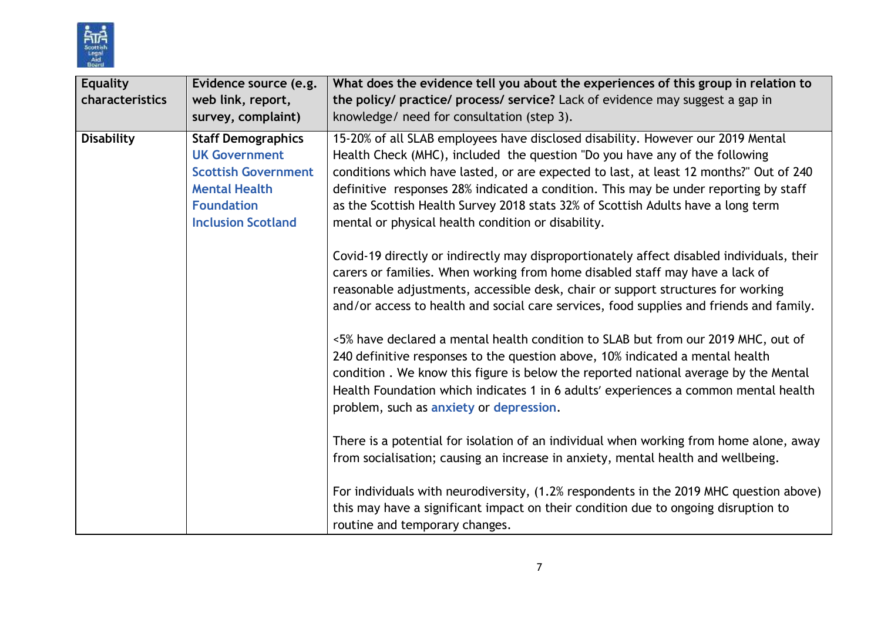| Equality characteristics | Evidence source (e.g. web link, report, survey, complaint) | What does the evidence tell you about the experiences of this group in relation to the policy/ practice/ process/ service? Lack of evidence may suggest a gap in knowledge/ need for consultation (step 3). |
|---|---|---|
| **Disability** | **Staff Demographics**<br>UK Government<br>Scottish Government<br>Mental Health Foundation<br>Inclusion Scotland | 15-20% of all SLAB employees have disclosed disability. However our 2019 Mental Health Check (MHC), included the question "Do you have any of the following conditions which have lasted, or are expected to last, at least 12 months?" Out of 240 definitive responses 28% indicated a condition. This may be under reporting by staff as the Scottish Health Survey 2018 stats 32% of Scottish Adults have a long term mental or physical health condition or disability.<br><br>Covid-19 directly or indirectly may disproportionately affect disabled individuals, their carers or families. When working from home disabled staff may have a lack of reasonable adjustments, accessible desk, chair or support structures for working and/or access to health and social care services, food supplies and friends and family.<br><br><5% have declared a mental health condition to SLAB but from our 2019 MHC, out of 240 definitive responses to the question above, 10% indicated a mental health condition . We know this figure is below the reported national average by the Mental Health Foundation which indicates 1 in 6 adults' experiences a common mental health problem, such as anxiety or depression.<br><br>There is a potential for isolation of an individual when working from home alone, away from socialisation; causing an increase in anxiety, mental health and wellbeing.<br><br>For individuals with neurodiversity, (1.2% respondents in the 2019 MHC question above) this may have a significant impact on their condition due to ongoing disruption to routine and temporary changes. |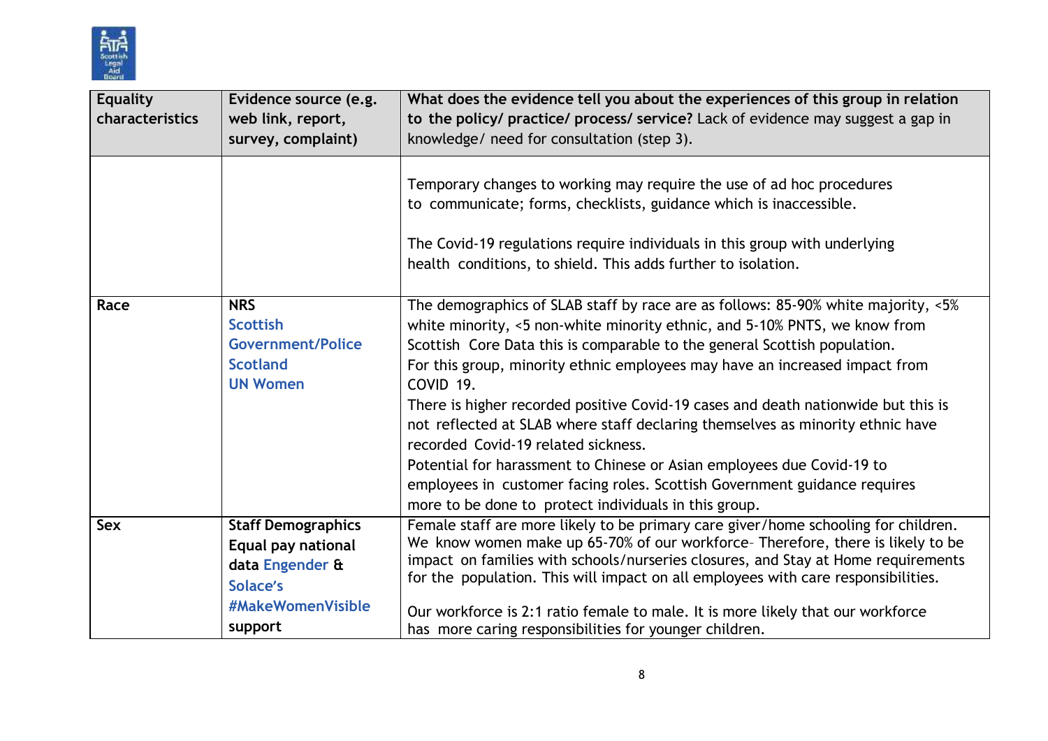| Equality characteristics | Evidence source (e.g. web link, report, survey, complaint) | What does the evidence tell you about the experiences of this group in relation to the policy/ practice/ process/ service? Lack of evidence may suggest a gap in knowledge/ need for consultation (step 3). |
|---|---|---|
| | | Temporary changes to working may require the use of ad hoc procedures to communicate; forms, checklists, guidance which is inaccessible.<br><br>The Covid-19 regulations require individuals in this group with underlying health conditions, to shield. This adds further to isolation. |
| Race | **NRS**<br>**Scottish Government/Police Scotland**<br>**UN Women** | The demographics of SLAB staff by race are as follows: 85-90% white majority, <5% white minority, <5 non-white minority ethnic, and 5-10% PNTS, we know from Scottish Core Data this is comparable to the general Scottish population.<br>For this group, minority ethnic employees may have an increased impact from COVID 19.<br>There is higher recorded positive Covid-19 cases and death nationwide but this is not reflected at SLAB where staff declaring themselves as minority ethnic have recorded Covid-19 related sickness.<br>Potential for harassment to Chinese or Asian employees due Covid-19 to employees in customer facing roles. Scottish Government guidance requires more to be done to protect individuals in this group. |
| Sex | **Staff Demographics**<br>**Equal pay national data Engender & Solace's #MakeWomenVisible support** | Female staff are more likely to be primary care giver/home schooling for children. We know women make up 65-70% of our workforce– Therefore, there is likely to be impact on families with schools/nurseries closures, and Stay at Home requirements for the population. This will impact on all employees with care responsibilities.<br><br>Our workforce is 2:1 ratio female to male. It is more likely that our workforce has more caring responsibilities for younger children. |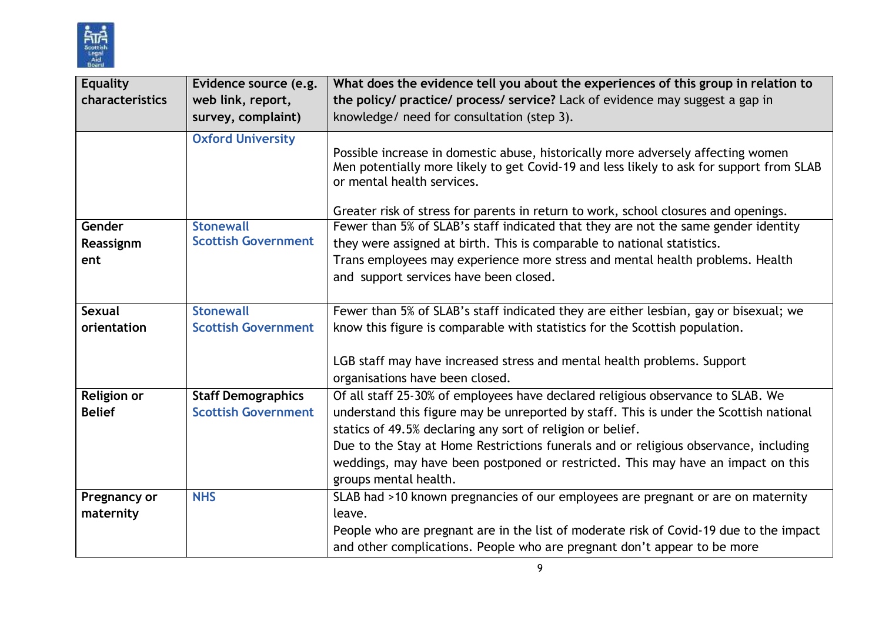| Equality characteristics | Evidence source (e.g. web link, report, survey, complaint) | What does the evidence tell you about the experiences of this group in relation to the policy/ practice/ process/ service? Lack of evidence may suggest a gap in knowledge/ need for consultation (step 3). |
|---|---|---|
| | Oxford University | Possible increase in domestic abuse, historically more adversely affecting women<br>Men potentially more likely to get Covid-19 and less likely to ask for support from SLAB or mental health services.<br><br>Greater risk of stress for parents in return to work, school closures and openings. |
| Gender Reassignment | Stonewall<br>Scottish Government | Fewer than 5% of SLAB's staff indicated that they are not the same gender identity they were assigned at birth. This is comparable to national statistics.<br>Trans employees may experience more stress and mental health problems. Health and support services have been closed. |
| Sexual orientation | Stonewall<br>Scottish Government | Fewer than 5% of SLAB's staff indicated they are either lesbian, gay or bisexual; we know this figure is comparable with statistics for the Scottish population.<br><br>LGB staff may have increased stress and mental health problems. Support organisations have been closed. |
| Religion or Belief | Staff Demographics<br>Scottish Government | Of all staff 25-30% of employees have declared religious observance to SLAB. We understand this figure may be unreported by staff. This is under the Scottish national statics of 49.5% declaring any sort of religion or belief.<br>Due to the Stay at Home Restrictions funerals and or religious observance, including weddings, may have been postponed or restricted. This may have an impact on this groups mental health. |
| Pregnancy or maternity | NHS | SLAB had >10 known pregnancies of our employees are pregnant or are on maternity leave.<br>People who are pregnant are in the list of moderate risk of Covid-19 due to the impact and other complications. People who are pregnant don't appear to be more |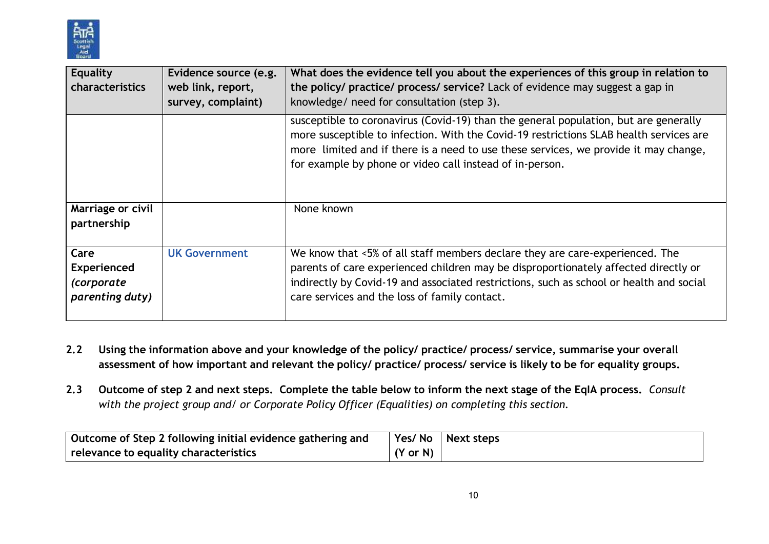| Equality characteristics | Evidence source (e.g. web link, report, survey, complaint) | What does the evidence tell you about the experiences of this group in relation to the policy/ practice/ process/ service? Lack of evidence may suggest a gap in knowledge/ need for consultation (step 3). |
|---|---|---|
| | | susceptible to coronavirus (Covid-19) than the general population, but are generally more susceptible to infection. With the Covid-19 restrictions SLAB health services are more limited and if there is a need to use these services, we provide it may change, for example by phone or video call instead of in-person. |
| **Marriage or civil partnership** | | None known |
| **Care Experienced *(corporate parenting duty)*** | UK Government | We know that <5% of all staff members declare they are care-experienced. The parents of care experienced children may be disproportionately affected directly or indirectly by Covid-19 and associated restrictions, such as school or health and social care services and the loss of family contact. |

**2.2 Using the information above and your knowledge of the policy/ practice/ process/ service, summarise your overall assessment of how important and relevant the policy/ practice/ process/ service is likely to be for equality groups.**

**2.3 Outcome of step 2 and next steps. Complete the table below to inform the next stage of the EqIA process.** *Consult with the project group and/ or Corporate Policy Officer (Equalities) on completing this section.*

| Outcome of Step 2 following initial evidence gathering and relevance to equality characteristics | Yes/ No (Y or N) | Next steps |
|---|---|---|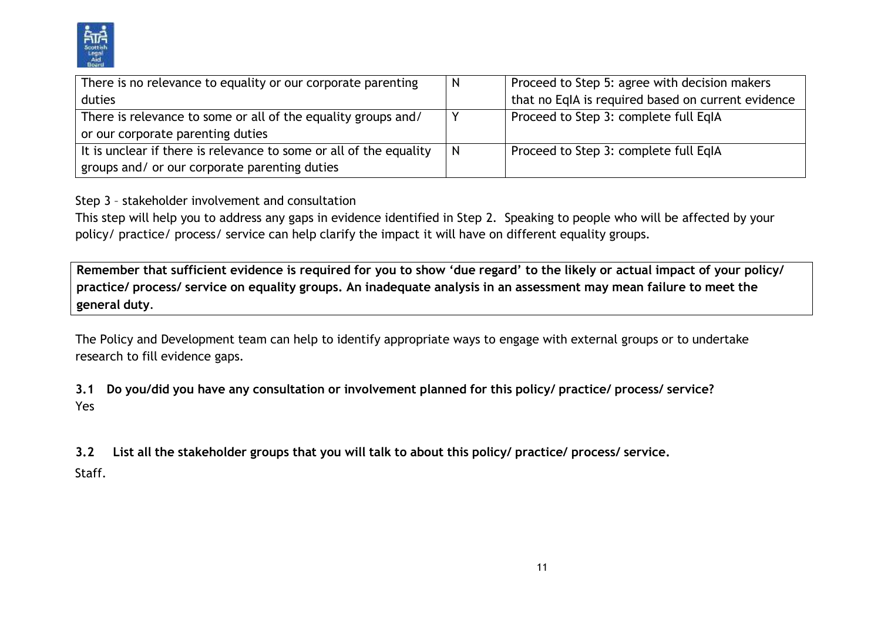| There is no relevance to equality or our corporate parenting duties | N | Proceed to Step 5: agree with decision makers that no EqIA is required based on current evidence |
|---|---|---|
| There is relevance to some or all of the equality groups and/ or our corporate parenting duties | Y | Proceed to Step 3: complete full EqIA |
| It is unclear if there is relevance to some or all of the equality groups and/ or our corporate parenting duties | N | Proceed to Step 3: complete full EqIA |

Step 3 – stakeholder involvement and consultation

This step will help you to address any gaps in evidence identified in Step 2. Speaking to people who will be affected by your policy/ practice/ process/ service can help clarify the impact it will have on different equality groups.

**Remember that sufficient evidence is required for you to show 'due regard' to the likely or actual impact of your policy/ practice/ process/ service on equality groups. An inadequate analysis in an assessment may mean failure to meet the general duty.**

The Policy and Development team can help to identify appropriate ways to engage with external groups or to undertake research to fill evidence gaps.

**3.1 Do you/did you have any consultation or involvement planned for this policy/ practice/ process/ service?**

Yes

**3.2 List all the stakeholder groups that you will talk to about this policy/ practice/ process/ service.**

Staff.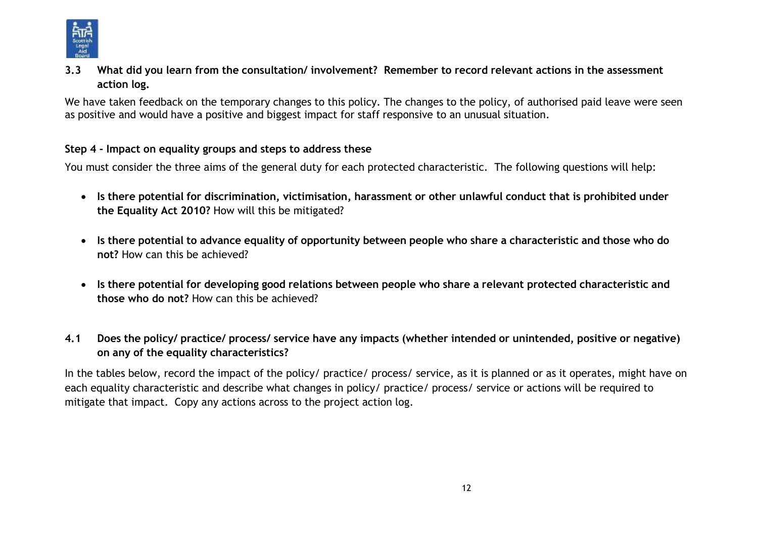**3.3 What did you learn from the consultation/ involvement? Remember to record relevant actions in the assessment action log.**

We have taken feedback on the temporary changes to this policy. The changes to the policy, of authorised paid leave were seen as positive and would have a positive and biggest impact for staff responsive to an unusual situation.

**Step 4 - Impact on equality groups and steps to address these**

You must consider the three aims of the general duty for each protected characteristic. The following questions will help:

- **Is there potential for discrimination, victimisation, harassment or other unlawful conduct that is prohibited under the Equality Act 2010?** How will this be mitigated?
- **Is there potential to advance equality of opportunity between people who share a characteristic and those who do not?** How can this be achieved?
- **Is there potential for developing good relations between people who share a relevant protected characteristic and those who do not?** How can this be achieved?

**4.1 Does the policy/ practice/ process/ service have any impacts (whether intended or unintended, positive or negative) on any of the equality characteristics?**

In the tables below, record the impact of the policy/ practice/ process/ service, as it is planned or as it operates, might have on each equality characteristic and describe what changes in policy/ practice/ process/ service or actions will be required to mitigate that impact. Copy any actions across to the project action log.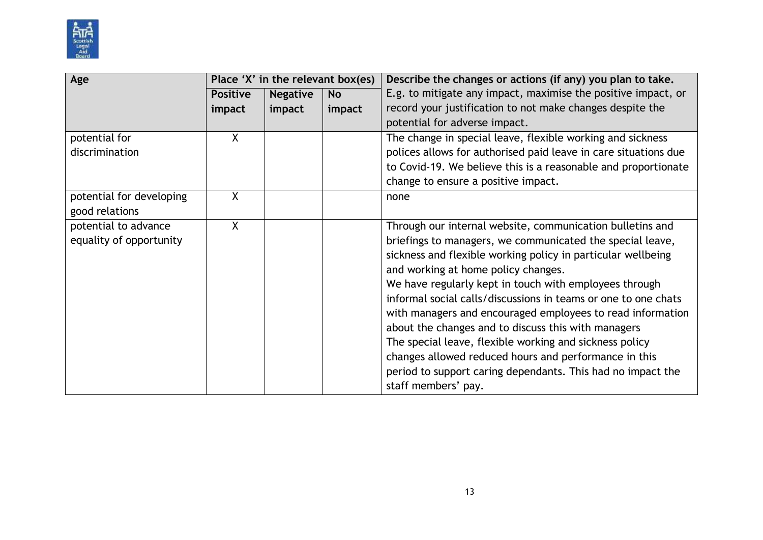| Age | Place 'X' in the relevant box(es) | | | Describe the changes or actions (if any) you plan to take. |
|---|---|---|---|---|
| | **Positive impact** | **Negative impact** | **No impact** | E.g. to mitigate any impact, maximise the positive impact, or record your justification to not make changes despite the potential for adverse impact. |
| potential for discrimination | X | | | The change in special leave, flexible working and sickness polices allows for authorised paid leave in care situations due to Covid-19. We believe this is a reasonable and proportionate change to ensure a positive impact. |
| potential for developing good relations | X | | | none |
| potential to advance equality of opportunity | X | | | Through our internal website, communication bulletins and briefings to managers, we communicated the special leave, sickness and flexible working policy in particular wellbeing and working at home policy changes.<br>We have regularly kept in touch with employees through informal social calls/discussions in teams or one to one chats with managers and encouraged employees to read information about the changes and to discuss this with managers<br>The special leave, flexible working and sickness policy changes allowed reduced hours and performance in this period to support caring dependants. This had no impact the staff members' pay. |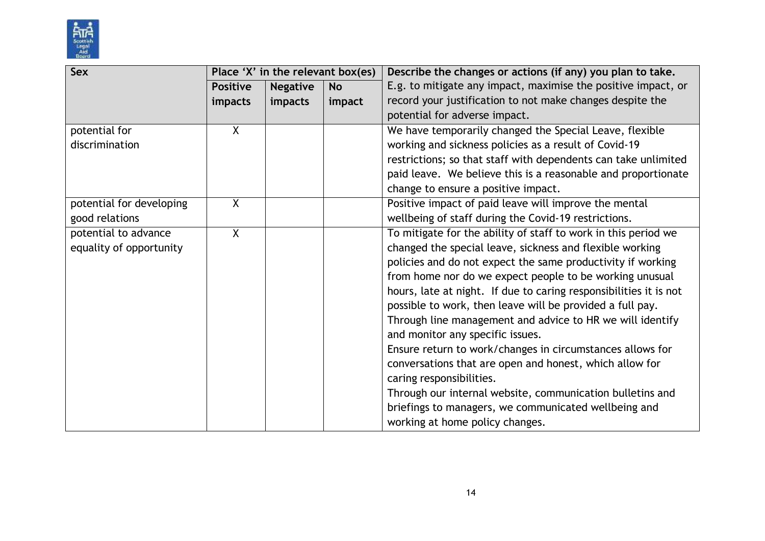| Sex | Place 'X' in the relevant box(es) | | | Describe the changes or actions (if any) you plan to take. |
|---|---|---|---|---|
| | **Positive impacts** | **Negative impacts** | **No impact** | E.g. to mitigate any impact, maximise the positive impact, or record your justification to not make changes despite the potential for adverse impact. |
| potential for discrimination | X | | | We have temporarily changed the Special Leave, flexible working and sickness policies as a result of Covid-19 restrictions; so that staff with dependents can take unlimited paid leave. We believe this is a reasonable and proportionate change to ensure a positive impact. |
| potential for developing good relations | X | | | Positive impact of paid leave will improve the mental wellbeing of staff during the Covid-19 restrictions. |
| potential to advance equality of opportunity | X | | | To mitigate for the ability of staff to work in this period we changed the special leave, sickness and flexible working policies and do not expect the same productivity if working from home nor do we expect people to be working unusual hours, late at night. If due to caring responsibilities it is not possible to work, then leave will be provided a full pay.<br>Through line management and advice to HR we will identify and monitor any specific issues.<br>Ensure return to work/changes in circumstances allows for conversations that are open and honest, which allow for caring responsibilities.<br>Through our internal website, communication bulletins and briefings to managers, we communicated wellbeing and working at home policy changes. |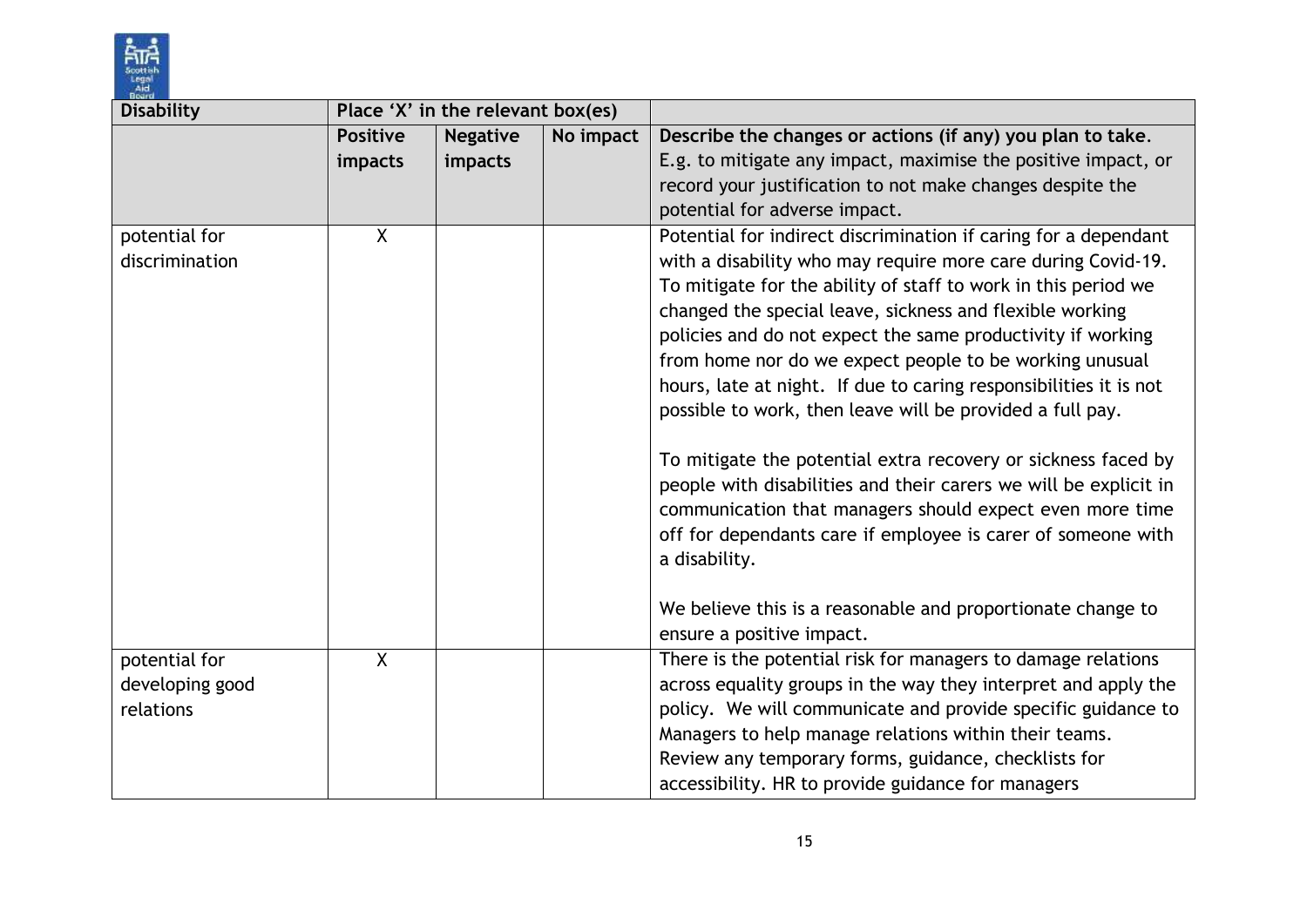| Disability | Place 'X' in the relevant box(es) | | | |
|---|---|---|---|---|
| | **Positive impacts** | **Negative impacts** | **No impact** | **Describe the changes or actions (if any) you plan to take.** E.g. to mitigate any impact, maximise the positive impact, or record your justification to not make changes despite the potential for adverse impact. |
| potential for discrimination | X | | | Potential for indirect discrimination if caring for a dependant with a disability who may require more care during Covid-19. To mitigate for the ability of staff to work in this period we changed the special leave, sickness and flexible working policies and do not expect the same productivity if working from home nor do we expect people to be working unusual hours, late at night. If due to caring responsibilities it is not possible to work, then leave will be provided a full pay.<br><br>To mitigate the potential extra recovery or sickness faced by people with disabilities and their carers we will be explicit in communication that managers should expect even more time off for dependants care if employee is carer of someone with a disability.<br><br>We believe this is a reasonable and proportionate change to ensure a positive impact. |
| potential for developing good relations | X | | | There is the potential risk for managers to damage relations across equality groups in the way they interpret and apply the policy. We will communicate and provide specific guidance to Managers to help manage relations within their teams. Review any temporary forms, guidance, checklists for accessibility. HR to provide guidance for managers |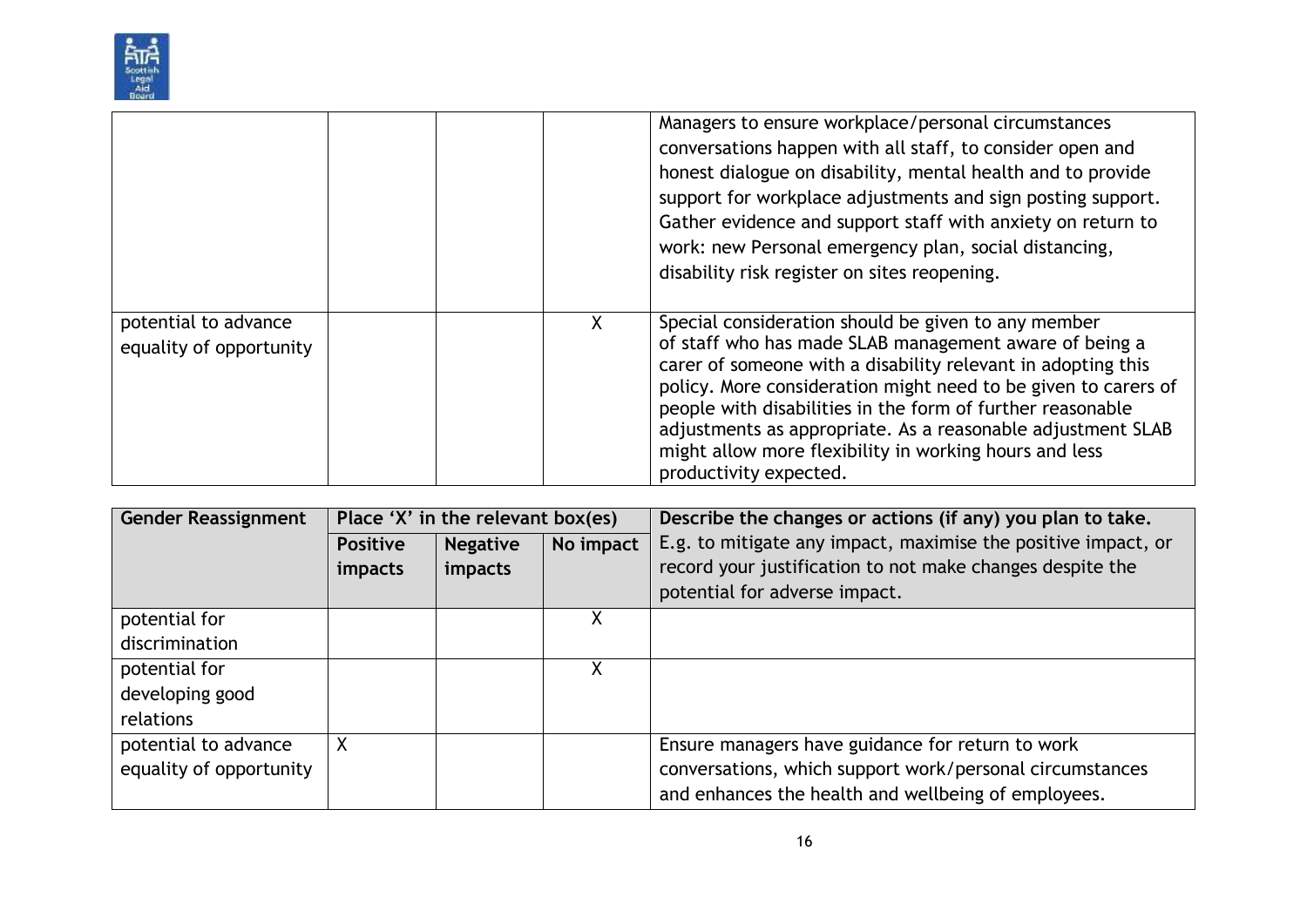| | | | | |
|---|---|---|---|---|
| | | | | Managers to ensure workplace/personal circumstances conversations happen with all staff, to consider open and honest dialogue on disability, mental health and to provide support for workplace adjustments and sign posting support. Gather evidence and support staff with anxiety on return to work: new Personal emergency plan, social distancing, disability risk register on sites reopening. |
| potential to advance equality of opportunity | | | X | Special consideration should be given to any member of staff who has made SLAB management aware of being a carer of someone with a disability relevant in adopting this policy. More consideration might need to be given to carers of people with disabilities in the form of further reasonable adjustments as appropriate. As a reasonable adjustment SLAB might allow more flexibility in working hours and less productivity expected. |

| **Gender Reassignment** | **Place 'X' in the relevant box(es)** | | | **Describe the changes or actions (if any) you plan to take.** E.g. to mitigate any impact, maximise the positive impact, or record your justification to not make changes despite the potential for adverse impact. |
|---|---|---|---|---|
| | **Positive impacts** | **Negative impacts** | **No impact** | |
| potential for discrimination | | | X | |
| potential for developing good relations | | | X | |
| potential to advance equality of opportunity | X | | | Ensure managers have guidance for return to work conversations, which support work/personal circumstances and enhances the health and wellbeing of employees. |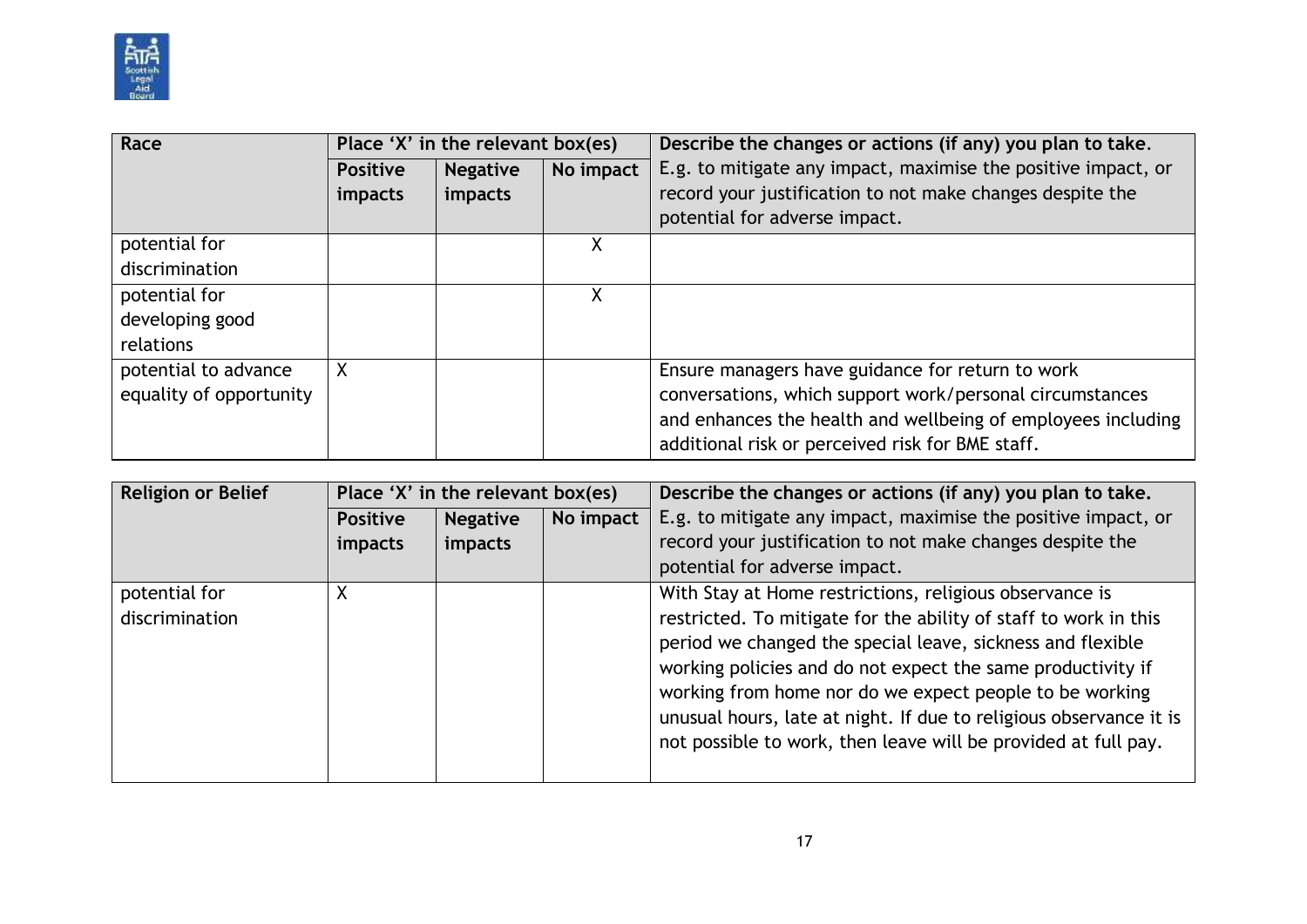| Race | Place 'X' in the relevant box(es) | | | Describe the changes or actions (if any) you plan to take. |
|---|---|---|---|---|
| | **Positive impacts** | **Negative impacts** | **No impact** | E.g. to mitigate any impact, maximise the positive impact, or record your justification to not make changes despite the potential for adverse impact. |
| potential for discrimination | | | X | |
| potential for developing good relations | | | X | |
| potential to advance equality of opportunity | X | | | Ensure managers have guidance for return to work conversations, which support work/personal circumstances and enhances the health and wellbeing of employees including additional risk or perceived risk for BME staff. |

| Religion or Belief | Place 'X' in the relevant box(es) | | | Describe the changes or actions (if any) you plan to take. |
|---|---|---|---|---|
| | **Positive impacts** | **Negative impacts** | **No impact** | E.g. to mitigate any impact, maximise the positive impact, or record your justification to not make changes despite the potential for adverse impact. |
| potential for discrimination | X | | | With Stay at Home restrictions, religious observance is restricted. To mitigate for the ability of staff to work in this period we changed the special leave, sickness and flexible working policies and do not expect the same productivity if working from home nor do we expect people to be working unusual hours, late at night. If due to religious observance it is not possible to work, then leave will be provided at full pay. |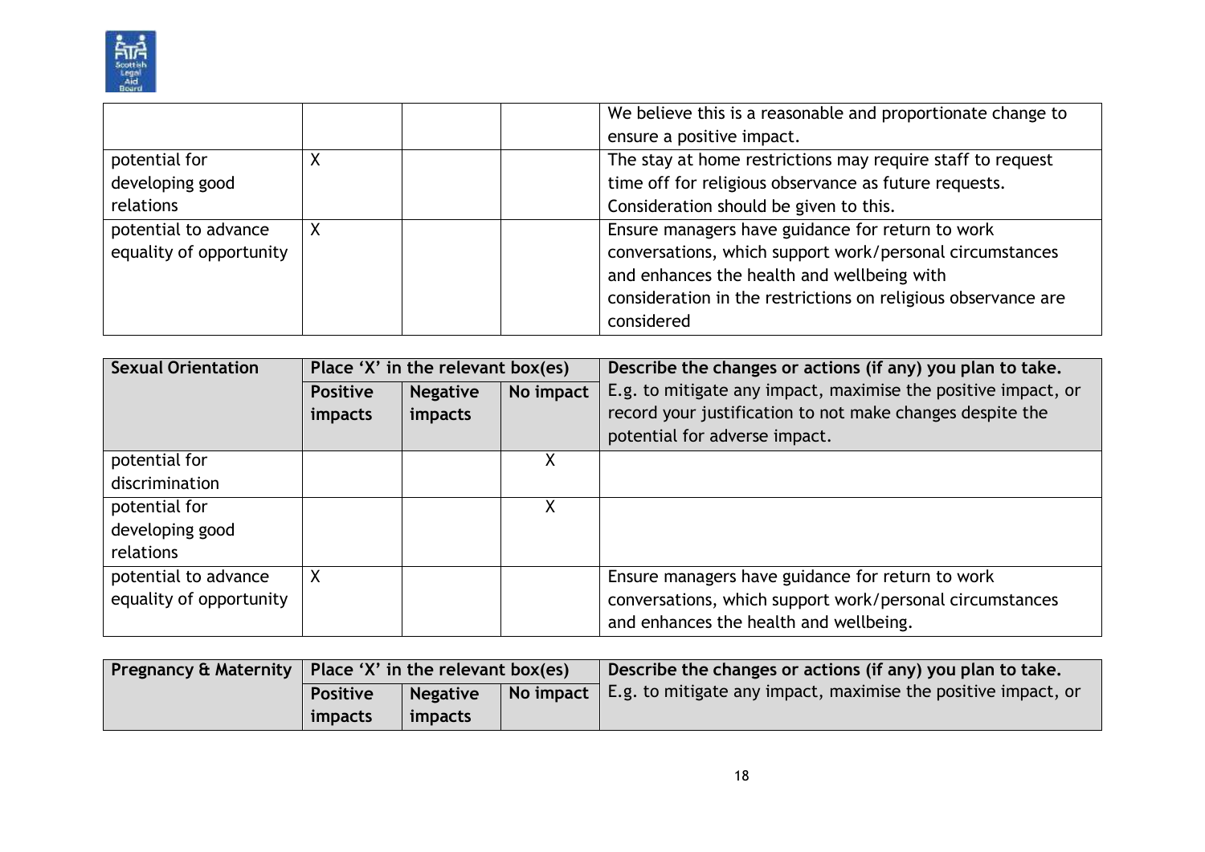| | | | | |
|---|---|---|---|---|
| | | | | We believe this is a reasonable and proportionate change to ensure a positive impact. |
| potential for developing good relations | X | | | The stay at home restrictions may require staff to request time off for religious observance as future requests. Consideration should be given to this. |
| potential to advance equality of opportunity | X | | | Ensure managers have guidance for return to work conversations, which support work/personal circumstances and enhances the health and wellbeing with consideration in the restrictions on religious observance are considered |

| **Sexual Orientation** | **Place 'X' in the relevant box(es)** | | | **Describe the changes or actions (if any) you plan to take.** |
|---|---|---|---|---|
| | **Positive impacts** | **Negative impacts** | **No impact** | E.g. to mitigate any impact, maximise the positive impact, or record your justification to not make changes despite the potential for adverse impact. |
| potential for discrimination | | | X | |
| potential for developing good relations | | | X | |
| potential to advance equality of opportunity | X | | | Ensure managers have guidance for return to work conversations, which support work/personal circumstances and enhances the health and wellbeing. |

| **Pregnancy & Maternity** | **Place 'X' in the relevant box(es)** | | | **Describe the changes or actions (if any) you plan to take.** |
|---|---|---|---|---|
| | **Positive impacts** | **Negative impacts** | **No impact** | E.g. to mitigate any impact, maximise the positive impact, or |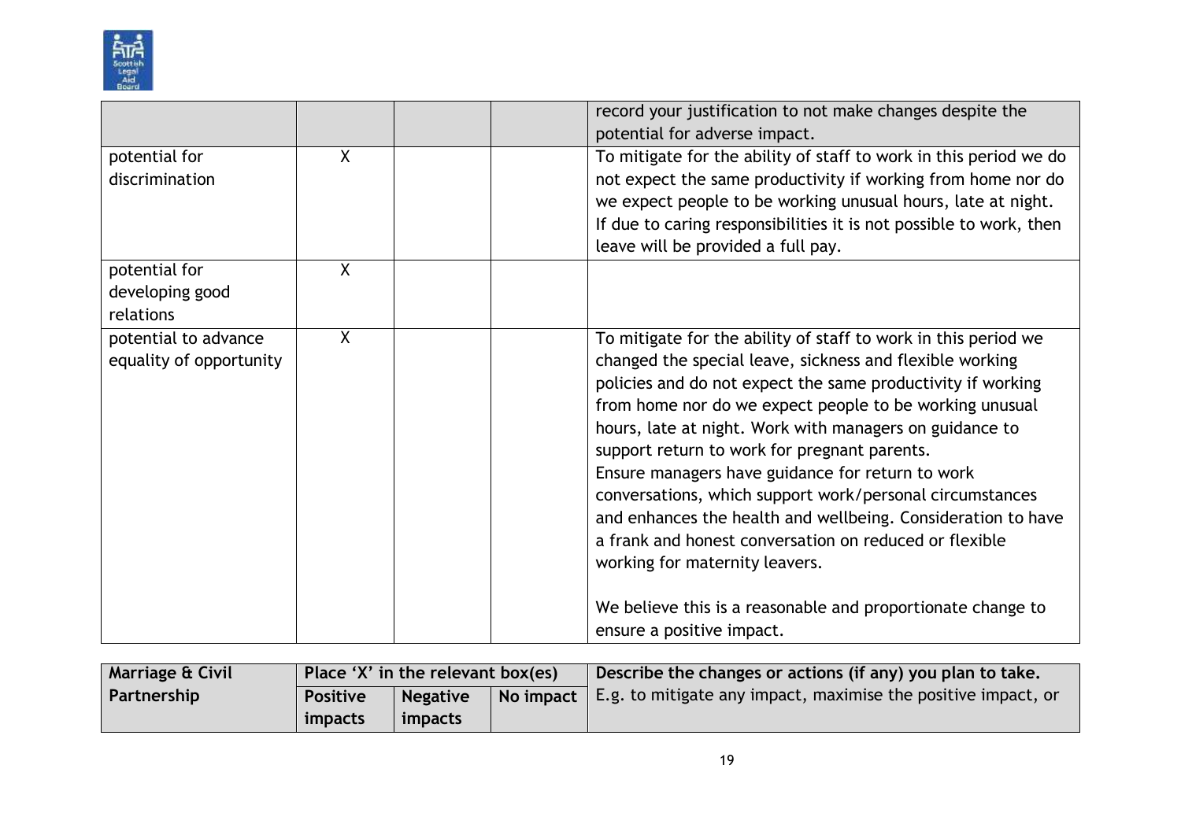| | | | | record your justification to not make changes despite the potential for adverse impact. |
|---|---|---|---|---|
| potential for discrimination | X | | | To mitigate for the ability of staff to work in this period we do not expect the same productivity if working from home nor do we expect people to be working unusual hours, late at night. If due to caring responsibilities it is not possible to work, then leave will be provided a full pay. |
| potential for developing good relations | X | | | |
| potential to advance equality of opportunity | X | | | To mitigate for the ability of staff to work in this period we changed the special leave, sickness and flexible working policies and do not expect the same productivity if working from home nor do we expect people to be working unusual hours, late at night. Work with managers on guidance to support return to work for pregnant parents.<br>Ensure managers have guidance for return to work conversations, which support work/personal circumstances and enhances the health and wellbeing. Consideration to have a frank and honest conversation on reduced or flexible working for maternity leavers.<br><br>We believe this is a reasonable and proportionate change to ensure a positive impact. |

| **Marriage & Civil Partnership** | **Place 'X' in the relevant box(es)** | | | **Describe the changes or actions (if any) you plan to take.** E.g. to mitigate any impact, maximise the positive impact, or |
|---|---|---|---|---|
| | **Positive impacts** | **Negative impacts** | **No impact** | |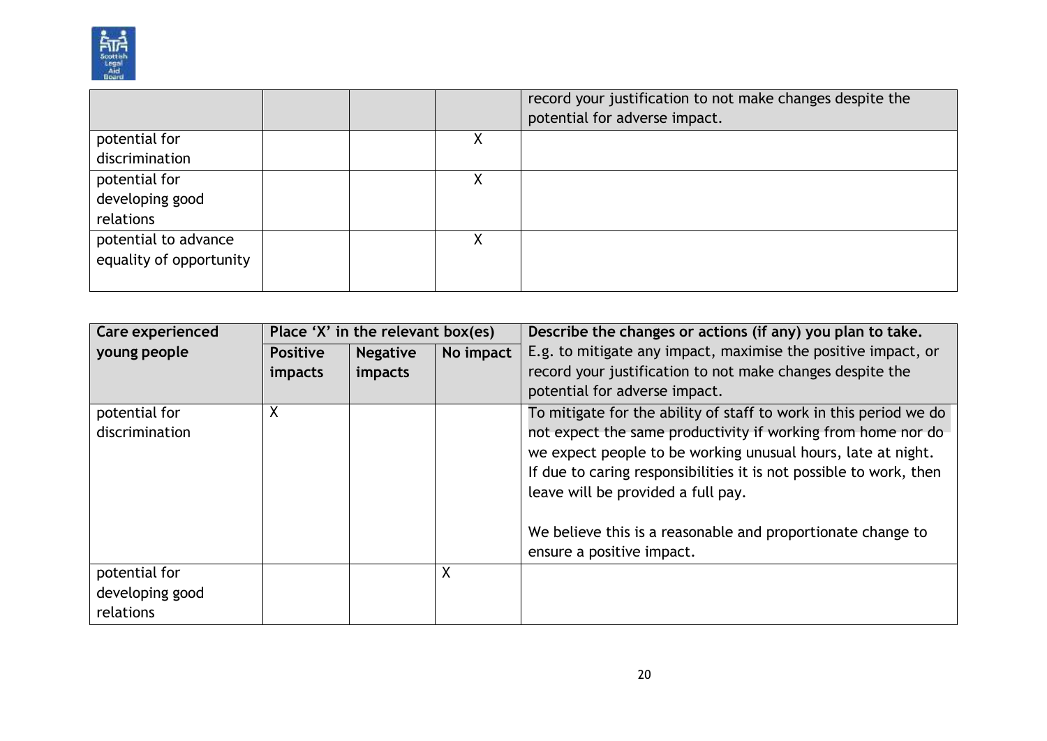| | | | | record your justification to not make changes despite the potential for adverse impact. |
|---|---|---|---|---|
| potential for discrimination | | | X | |
| potential for developing good relations | | | X | |
| potential to advance equality of opportunity | | | X | |

| **Care experienced young people** | **Place 'X' in the relevant box(es)** | | | **Describe the changes or actions (if any) you plan to take.** E.g. to mitigate any impact, maximise the positive impact, or record your justification to not make changes despite the potential for adverse impact. |
|---|---|---|---|---|
| | **Positive impacts** | **Negative impacts** | **No impact** | |
| potential for discrimination | X | | | To mitigate for the ability of staff to work in this period we do not expect the same productivity if working from home nor do we expect people to be working unusual hours, late at night. If due to caring responsibilities it is not possible to work, then leave will be provided a full pay.<br><br>We believe this is a reasonable and proportionate change to ensure a positive impact. |
| potential for developing good relations | | | X | |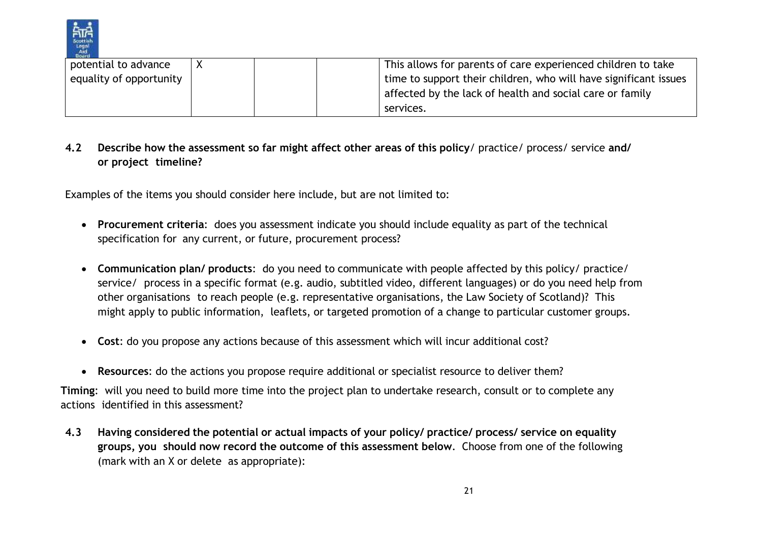| potential to advance equality of opportunity | X | | | This allows for parents of care experienced children to take time to support their children, who will have significant issues affected by the lack of health and social care or family services. |
|---|---|---|---|---|

**4.2 Describe how the assessment so far might affect other areas of this policy**/ practice/ process/ service **and/ or project timeline?**

Examples of the items you should consider here include, but are not limited to:

- **Procurement criteria**: does you assessment indicate you should include equality as part of the technical specification for any current, or future, procurement process?
- **Communication plan/ products**: do you need to communicate with people affected by this policy/ practice/ service/ process in a specific format (e.g. audio, subtitled video, different languages) or do you need help from other organisations to reach people (e.g. representative organisations, the Law Society of Scotland)? This might apply to public information, leaflets, or targeted promotion of a change to particular customer groups.
- **Cost**: do you propose any actions because of this assessment which will incur additional cost?
- **Resources**: do the actions you propose require additional or specialist resource to deliver them?

**Timing**: will you need to build more time into the project plan to undertake research, consult or to complete any actions identified in this assessment?

**4.3 Having considered the potential or actual impacts of your policy/ practice/ process/ service on equality groups, you should now record the outcome of this assessment below**. Choose from one of the following (mark with an X or delete as appropriate):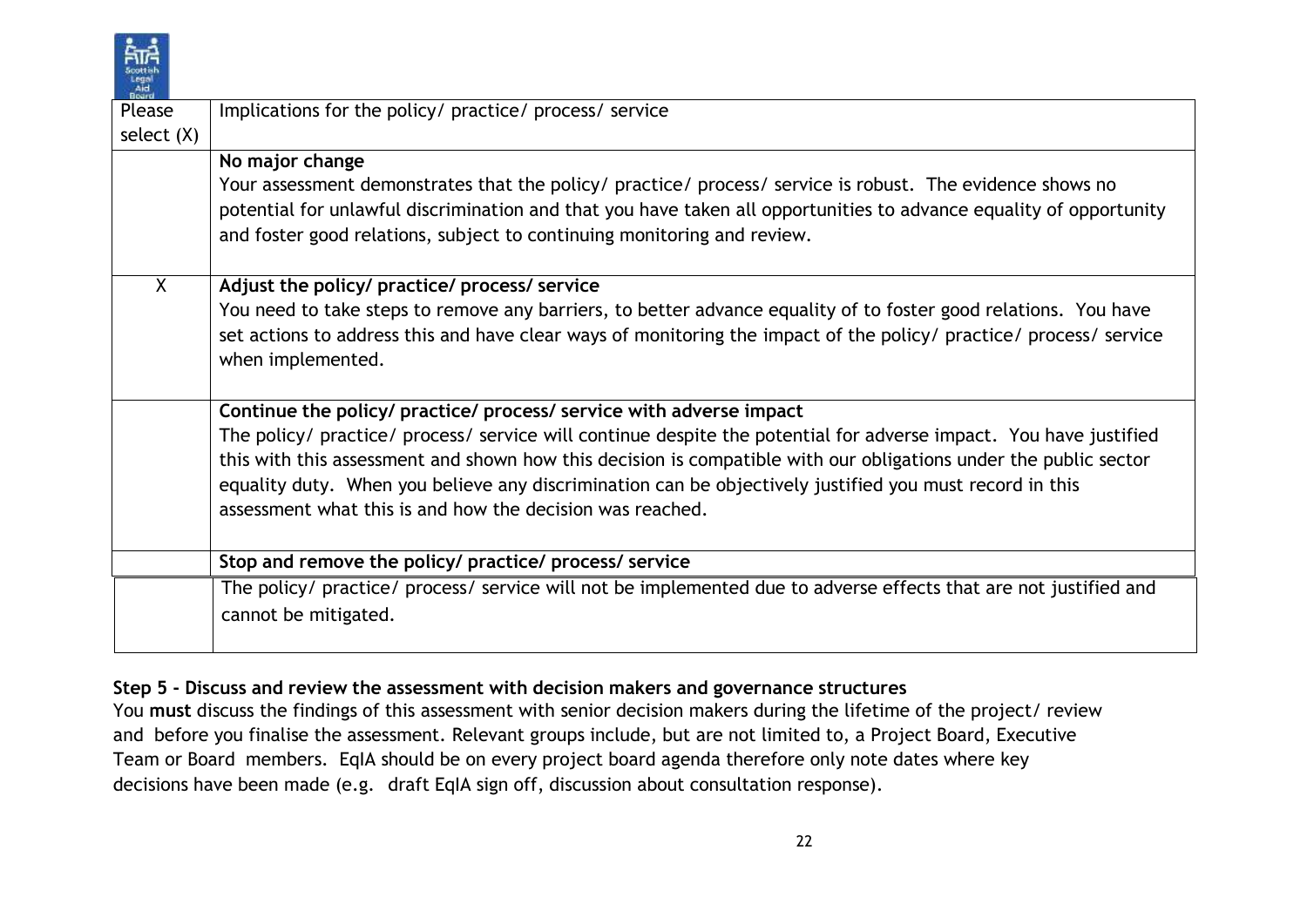| Please select (X) | Implications for the policy/ practice/ process/ service |
|---|---|
| | **No major change**<br>Your assessment demonstrates that the policy/ practice/ process/ service is robust. The evidence shows no potential for unlawful discrimination and that you have taken all opportunities to advance equality of opportunity and foster good relations, subject to continuing monitoring and review. |
| X | **Adjust the policy/ practice/ process/ service**<br>You need to take steps to remove any barriers, to better advance equality of to foster good relations. You have set actions to address this and have clear ways of monitoring the impact of the policy/ practice/ process/ service when implemented. |
| | **Continue the policy/ practice/ process/ service with adverse impact**<br>The policy/ practice/ process/ service will continue despite the potential for adverse impact. You have justified this with this assessment and shown how this decision is compatible with our obligations under the public sector equality duty. When you believe any discrimination can be objectively justified you must record in this assessment what this is and how the decision was reached. |
| | **Stop and remove the policy/ practice/ process/ service**<br>The policy/ practice/ process/ service will not be implemented due to adverse effects that are not justified and cannot be mitigated. |

**Step 5 - Discuss and review the assessment with decision makers and governance structures**

You **must** discuss the findings of this assessment with senior decision makers during the lifetime of the project/ review and before you finalise the assessment. Relevant groups include, but are not limited to, a Project Board, Executive Team or Board members. EqIA should be on every project board agenda therefore only note dates where key decisions have been made (e.g. draft EqIA sign off, discussion about consultation response).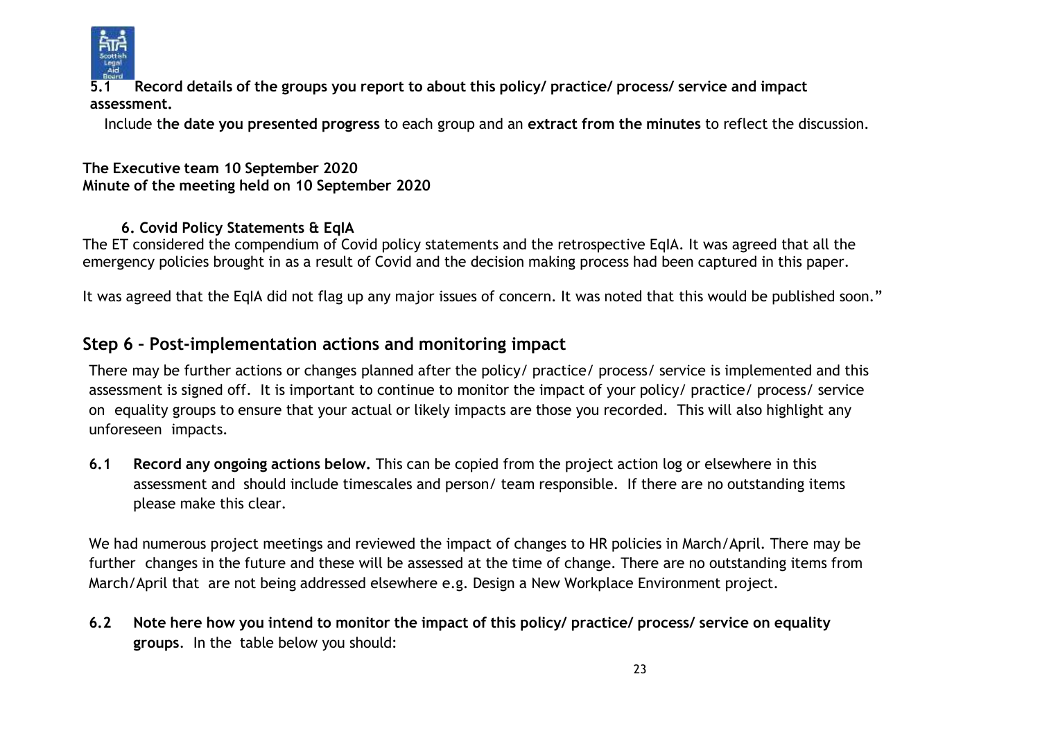**5.1 Record details of the groups you report to about this policy/ practice/ process/ service and impact assessment.**

Include t**he date you presented progress** to each group and an **extract from the minutes** to reflect the discussion.

**The Executive team 10 September 2020**
**Minute of the meeting held on 10 September 2020**

**6. Covid Policy Statements & EqIA**

The ET considered the compendium of Covid policy statements and the retrospective EqIA. It was agreed that all the emergency policies brought in as a result of Covid and the decision making process had been captured in this paper.

It was agreed that the EqIA did not flag up any major issues of concern. It was noted that this would be published soon."

## Step 6 – Post-implementation actions and monitoring impact

There may be further actions or changes planned after the policy/ practice/ process/ service is implemented and this assessment is signed off. It is important to continue to monitor the impact of your policy/ practice/ process/ service on equality groups to ensure that your actual or likely impacts are those you recorded. This will also highlight any unforeseen impacts.

**6.1 Record any ongoing actions below.** This can be copied from the project action log or elsewhere in this assessment and should include timescales and person/ team responsible. If there are no outstanding items please make this clear.

We had numerous project meetings and reviewed the impact of changes to HR policies in March/April. There may be further changes in the future and these will be assessed at the time of change. There are no outstanding items from March/April that are not being addressed elsewhere e.g. Design a New Workplace Environment project.

**6.2 Note here how you intend to monitor the impact of this policy/ practice/ process/ service on equality groups**. In the table below you should: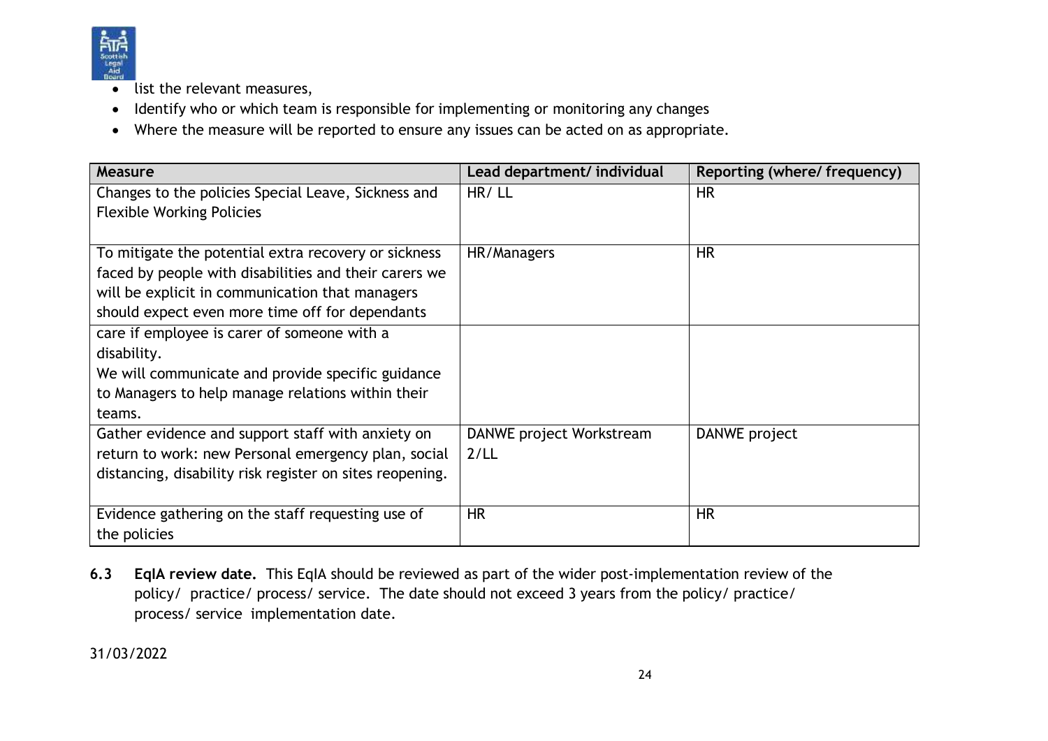- list the relevant measures,
- Identify who or which team is responsible for implementing or monitoring any changes
- Where the measure will be reported to ensure any issues can be acted on as appropriate.

| Measure | Lead department/ individual | Reporting (where/ frequency) |
|---|---|---|
| Changes to the policies Special Leave, Sickness and Flexible Working Policies | HR/ LL | HR |
| To mitigate the potential extra recovery or sickness faced by people with disabilities and their carers we will be explicit in communication that managers should expect even more time off for dependants care if employee is carer of someone with a disability. We will communicate and provide specific guidance to Managers to help manage relations within their teams. | HR/Managers | HR |
| Gather evidence and support staff with anxiety on return to work: new Personal emergency plan, social distancing, disability risk register on sites reopening. | DANWE project Workstream 2/LL | DANWE project |
| Evidence gathering on the staff requesting use of the policies | HR | HR |

**6.3 EqIA review date.** This EqIA should be reviewed as part of the wider post-implementation review of the policy/ practice/ process/ service. The date should not exceed 3 years from the policy/ practice/ process/ service implementation date.

31/03/2022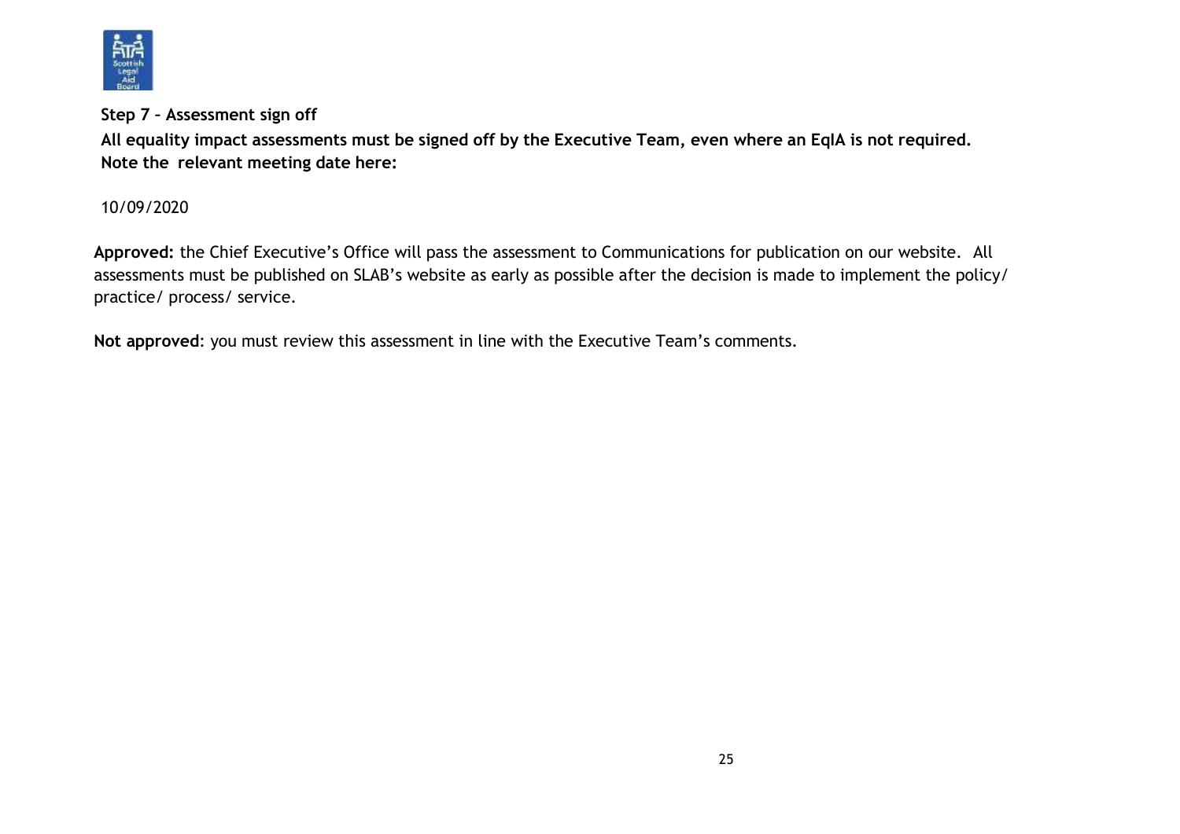**Step 7 – Assessment sign off**

**All equality impact assessments must be signed off by the Executive Team, even where an EqIA is not required. Note the relevant meeting date here:**

10/09/2020

**Approved:** the Chief Executive's Office will pass the assessment to Communications for publication on our website. All assessments must be published on SLAB's website as early as possible after the decision is made to implement the policy/ practice/ process/ service.

**Not approved**: you must review this assessment in line with the Executive Team's comments.